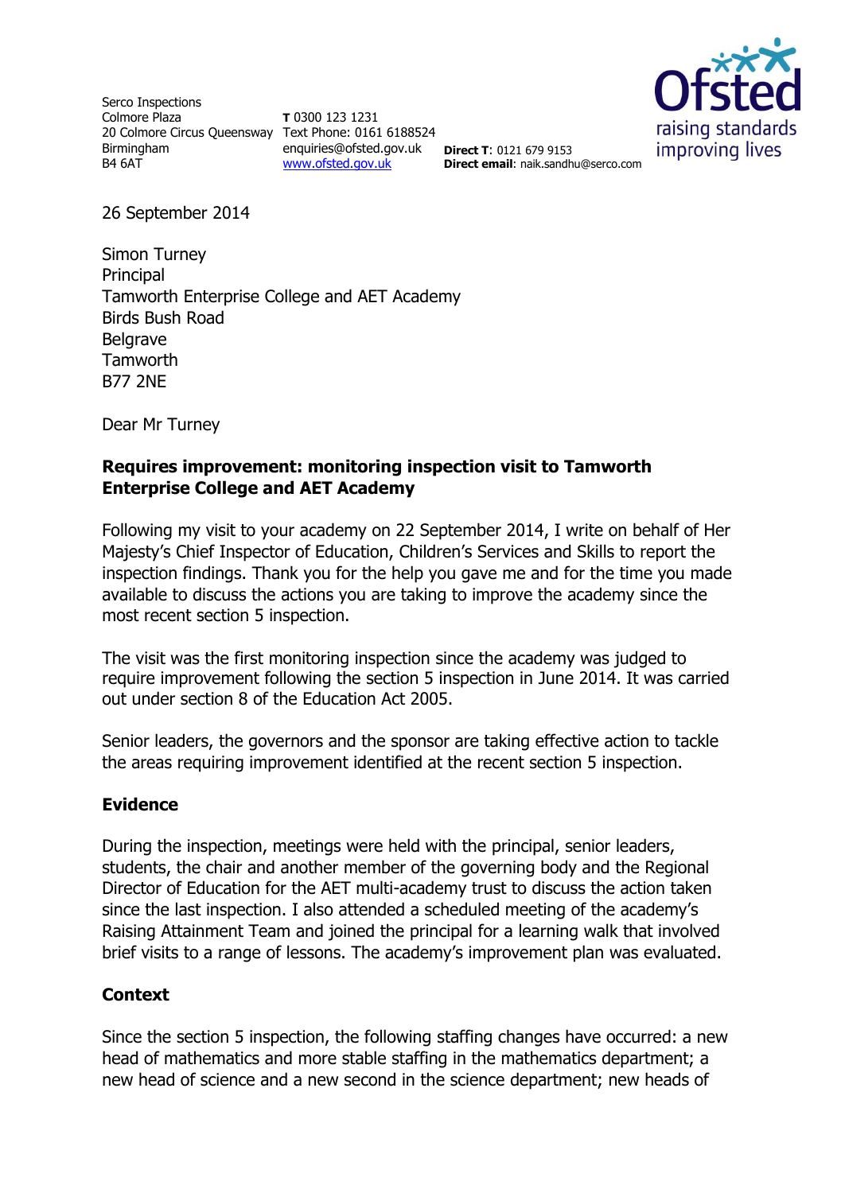Serco Inspections
Colmore Plaza
20 Colmore Circus Queensway
Birmingham
B4 6AT

**T** 0300 123 1231
Text Phone: 0161 6188524
enquiries@ofsted.gov.uk
www.ofsted.gov.uk

**Direct T**: 0121 679 9153
**Direct email**: naik.sandhu@serco.com

Ofsted raising standards improving lives

26 September 2014

Simon Turney
Principal
Tamworth Enterprise College and AET Academy
Birds Bush Road
Belgrave
Tamworth
B77 2NE

Dear Mr Turney

**Requires improvement: monitoring inspection visit to Tamworth Enterprise College and AET Academy**

Following my visit to your academy on 22 September 2014, I write on behalf of Her Majesty's Chief Inspector of Education, Children's Services and Skills to report the inspection findings. Thank you for the help you gave me and for the time you made available to discuss the actions you are taking to improve the academy since the most recent section 5 inspection.

The visit was the first monitoring inspection since the academy was judged to require improvement following the section 5 inspection in June 2014. It was carried out under section 8 of the Education Act 2005.

Senior leaders, the governors and the sponsor are taking effective action to tackle the areas requiring improvement identified at the recent section 5 inspection.

## Evidence

During the inspection, meetings were held with the principal, senior leaders, students, the chair and another member of the governing body and the Regional Director of Education for the AET multi-academy trust to discuss the action taken since the last inspection. I also attended a scheduled meeting of the academy's Raising Attainment Team and joined the principal for a learning walk that involved brief visits to a range of lessons. The academy's improvement plan was evaluated.

## Context

Since the section 5 inspection, the following staffing changes have occurred: a new head of mathematics and more stable staffing in the mathematics department; a new head of science and a new second in the science department; new heads of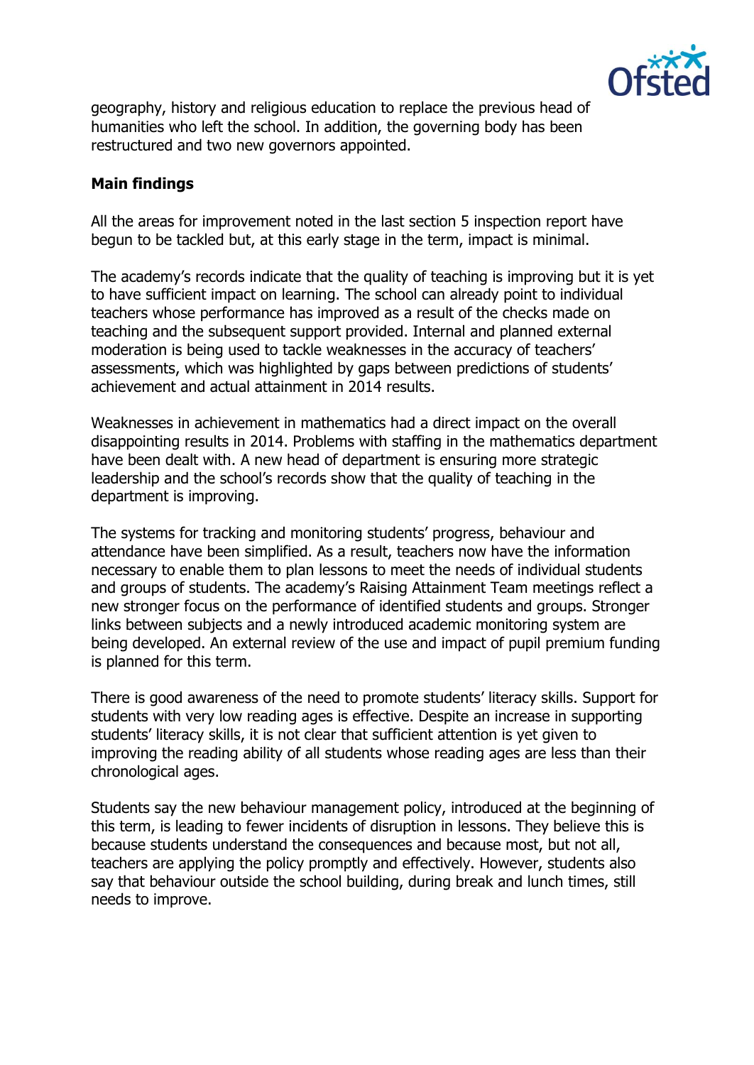geography, history and religious education to replace the previous head of humanities who left the school. In addition, the governing body has been restructured and two new governors appointed.

**Main findings**

All the areas for improvement noted in the last section 5 inspection report have begun to be tackled but, at this early stage in the term, impact is minimal.

The academy's records indicate that the quality of teaching is improving but it is yet to have sufficient impact on learning. The school can already point to individual teachers whose performance has improved as a result of the checks made on teaching and the subsequent support provided. Internal and planned external moderation is being used to tackle weaknesses in the accuracy of teachers' assessments, which was highlighted by gaps between predictions of students' achievement and actual attainment in 2014 results.

Weaknesses in achievement in mathematics had a direct impact on the overall disappointing results in 2014. Problems with staffing in the mathematics department have been dealt with. A new head of department is ensuring more strategic leadership and the school's records show that the quality of teaching in the department is improving.

The systems for tracking and monitoring students' progress, behaviour and attendance have been simplified. As a result, teachers now have the information necessary to enable them to plan lessons to meet the needs of individual students and groups of students. The academy's Raising Attainment Team meetings reflect a new stronger focus on the performance of identified students and groups. Stronger links between subjects and a newly introduced academic monitoring system are being developed. An external review of the use and impact of pupil premium funding is planned for this term.

There is good awareness of the need to promote students' literacy skills. Support for students with very low reading ages is effective. Despite an increase in supporting students' literacy skills, it is not clear that sufficient attention is yet given to improving the reading ability of all students whose reading ages are less than their chronological ages.

Students say the new behaviour management policy, introduced at the beginning of this term, is leading to fewer incidents of disruption in lessons. They believe this is because students understand the consequences and because most, but not all, teachers are applying the policy promptly and effectively. However, students also say that behaviour outside the school building, during break and lunch times, still needs to improve.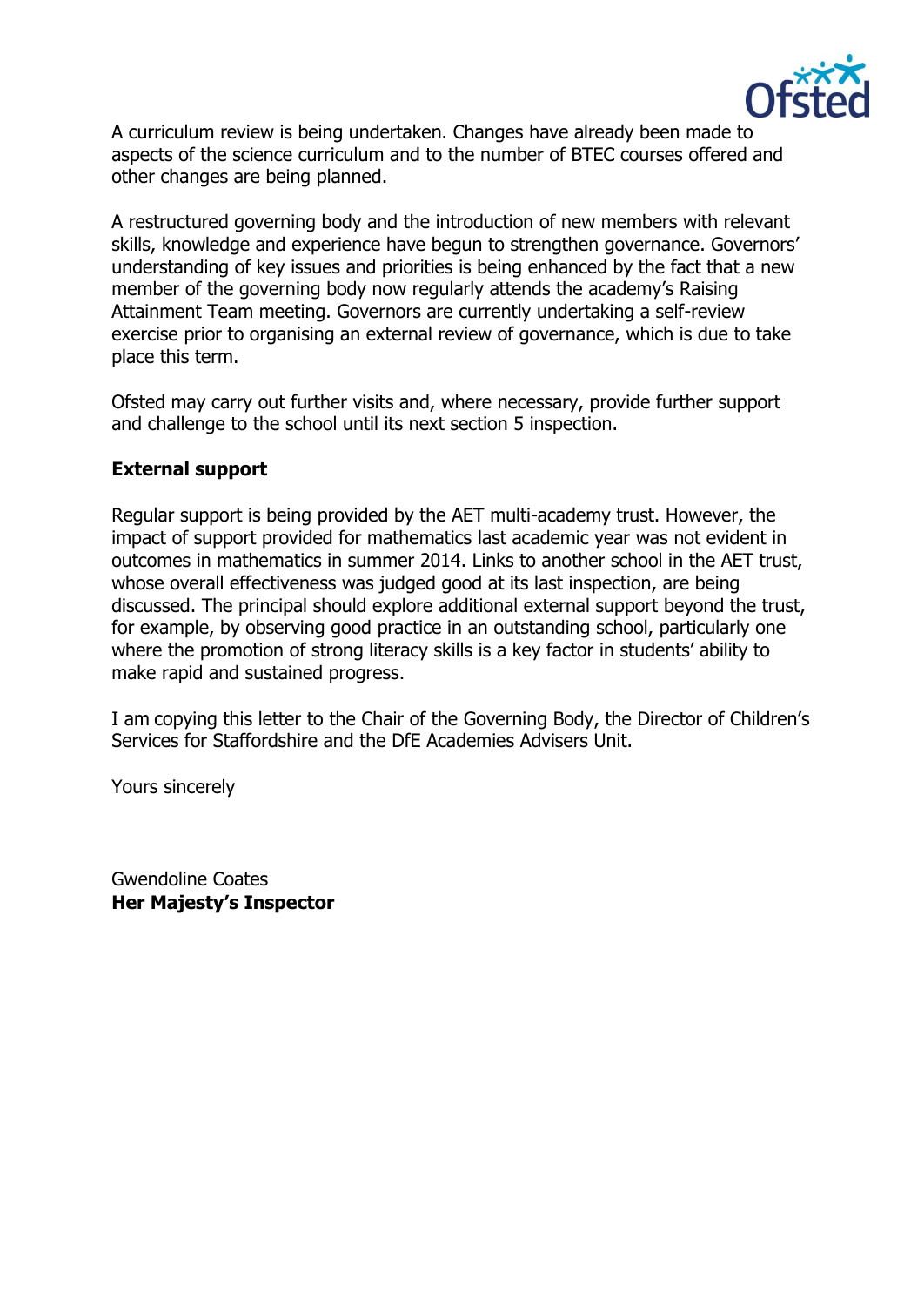A curriculum review is being undertaken. Changes have already been made to aspects of the science curriculum and to the number of BTEC courses offered and other changes are being planned.

A restructured governing body and the introduction of new members with relevant skills, knowledge and experience have begun to strengthen governance. Governors' understanding of key issues and priorities is being enhanced by the fact that a new member of the governing body now regularly attends the academy's Raising Attainment Team meeting. Governors are currently undertaking a self-review exercise prior to organising an external review of governance, which is due to take place this term.

Ofsted may carry out further visits and, where necessary, provide further support and challenge to the school until its next section 5 inspection.

**External support**

Regular support is being provided by the AET multi-academy trust. However, the impact of support provided for mathematics last academic year was not evident in outcomes in mathematics in summer 2014. Links to another school in the AET trust, whose overall effectiveness was judged good at its last inspection, are being discussed. The principal should explore additional external support beyond the trust, for example, by observing good practice in an outstanding school, particularly one where the promotion of strong literacy skills is a key factor in students' ability to make rapid and sustained progress.

I am copying this letter to the Chair of the Governing Body, the Director of Children's Services for Staffordshire and the DfE Academies Advisers Unit.

Yours sincerely

Gwendoline Coates
**Her Majesty's Inspector**